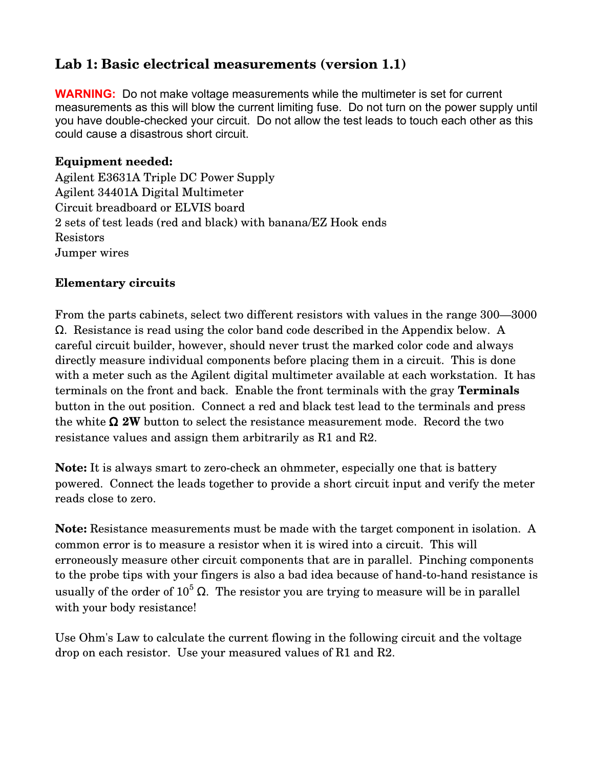# Lab 1: Basic electrical measurements (version 1.1)

**WARNING:** Do not make voltage measurements while the multimeter is set for current measurements as this will blow the current limiting fuse. Do not turn on the power supply until you have double-checked your circuit. Do not allow the test leads to touch each other as this could cause a disastrous short circuit.

**Equipment needed:**
Agilent E3631A Triple DC Power Supply
Agilent 34401A Digital Multimeter
Circuit breadboard or ELVIS board
2 sets of test leads (red and black) with banana/EZ Hook ends
Resistors
Jumper wires

**Elementary circuits**

From the parts cabinets, select two different resistors with values in the range 300—3000 Ω. Resistance is read using the color band code described in the Appendix below. A careful circuit builder, however, should never trust the marked color code and always directly measure individual components before placing them in a circuit. This is done with a meter such as the Agilent digital multimeter available at each workstation. It has terminals on the front and back. Enable the front terminals with the gray **Terminals** button in the out position. Connect a red and black test lead to the terminals and press the white **Ω 2W** button to select the resistance measurement mode. Record the two resistance values and assign them arbitrarily as R1 and R2.

**Note:** It is always smart to zero-check an ohmmeter, especially one that is battery powered. Connect the leads together to provide a short circuit input and verify the meter reads close to zero.

**Note:** Resistance measurements must be made with the target component in isolation. A common error is to measure a resistor when it is wired into a circuit. This will erroneously measure other circuit components that are in parallel. Pinching components to the probe tips with your fingers is also a bad idea because of hand-to-hand resistance is usually of the order of $10^5$ Ω. The resistor you are trying to measure will be in parallel with your body resistance!

Use Ohm's Law to calculate the current flowing in the following circuit and the voltage drop on each resistor. Use your measured values of R1 and R2.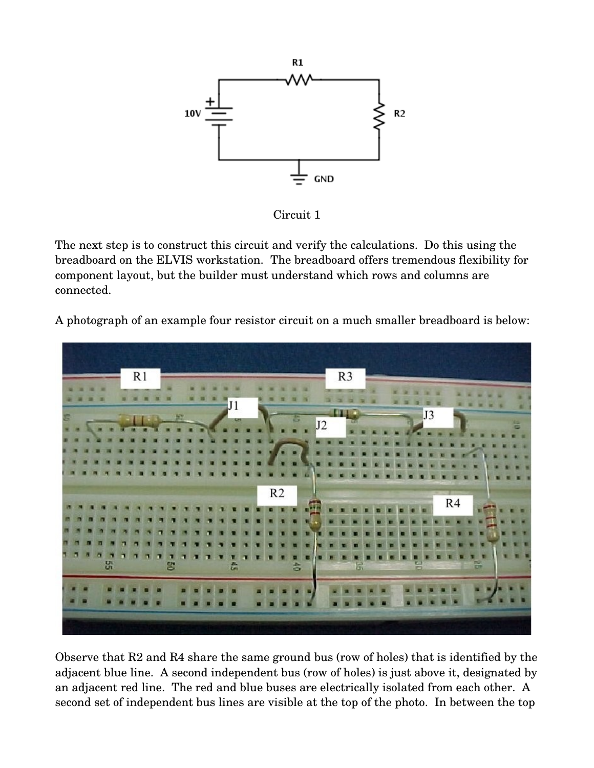Circuit 1

The next step is to construct this circuit and verify the calculations. Do this using the breadboard on the ELVIS workstation. The breadboard offers tremendous flexibility for component layout, but the builder must understand which rows and columns are connected.

A photograph of an example four resistor circuit on a much smaller breadboard is below:

Observe that R2 and R4 share the same ground bus (row of holes) that is identified by the adjacent blue line. A second independent bus (row of holes) is just above it, designated by an adjacent red line. The red and blue buses are electrically isolated from each other. A second set of independent bus lines are visible at the top of the photo. In between the top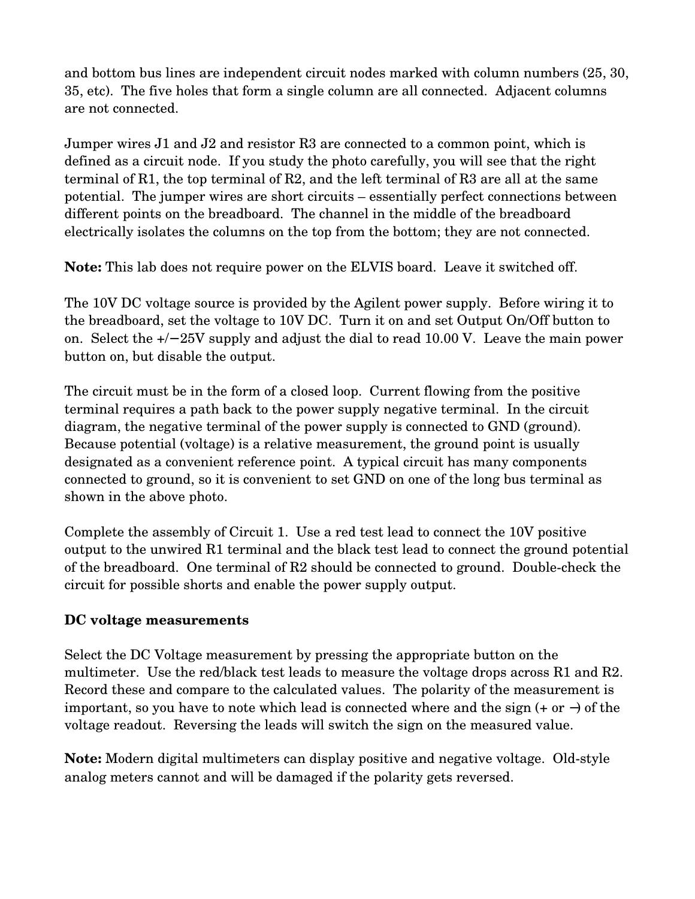and bottom bus lines are independent circuit nodes marked with column numbers (25, 30, 35, etc). The five holes that form a single column are all connected. Adjacent columns are not connected.

Jumper wires J1 and J2 and resistor R3 are connected to a common point, which is defined as a circuit node. If you study the photo carefully, you will see that the right terminal of R1, the top terminal of R2, and the left terminal of R3 are all at the same potential. The jumper wires are short circuits – essentially perfect connections between different points on the breadboard. The channel in the middle of the breadboard electrically isolates the columns on the top from the bottom; they are not connected.

**Note:** This lab does not require power on the ELVIS board. Leave it switched off.

The 10V DC voltage source is provided by the Agilent power supply. Before wiring it to the breadboard, set the voltage to 10V DC. Turn it on and set Output On/Off button to on. Select the +/−25V supply and adjust the dial to read 10.00 V. Leave the main power button on, but disable the output.

The circuit must be in the form of a closed loop. Current flowing from the positive terminal requires a path back to the power supply negative terminal. In the circuit diagram, the negative terminal of the power supply is connected to GND (ground). Because potential (voltage) is a relative measurement, the ground point is usually designated as a convenient reference point. A typical circuit has many components connected to ground, so it is convenient to set GND on one of the long bus terminal as shown in the above photo.

Complete the assembly of Circuit 1. Use a red test lead to connect the 10V positive output to the unwired R1 terminal and the black test lead to connect the ground potential of the breadboard. One terminal of R2 should be connected to ground. Double-check the circuit for possible shorts and enable the power supply output.

**DC voltage measurements**

Select the DC Voltage measurement by pressing the appropriate button on the multimeter. Use the red/black test leads to measure the voltage drops across R1 and R2. Record these and compare to the calculated values. The polarity of the measurement is important, so you have to note which lead is connected where and the sign (+ or −) of the voltage readout. Reversing the leads will switch the sign on the measured value.

**Note:** Modern digital multimeters can display positive and negative voltage. Old-style analog meters cannot and will be damaged if the polarity gets reversed.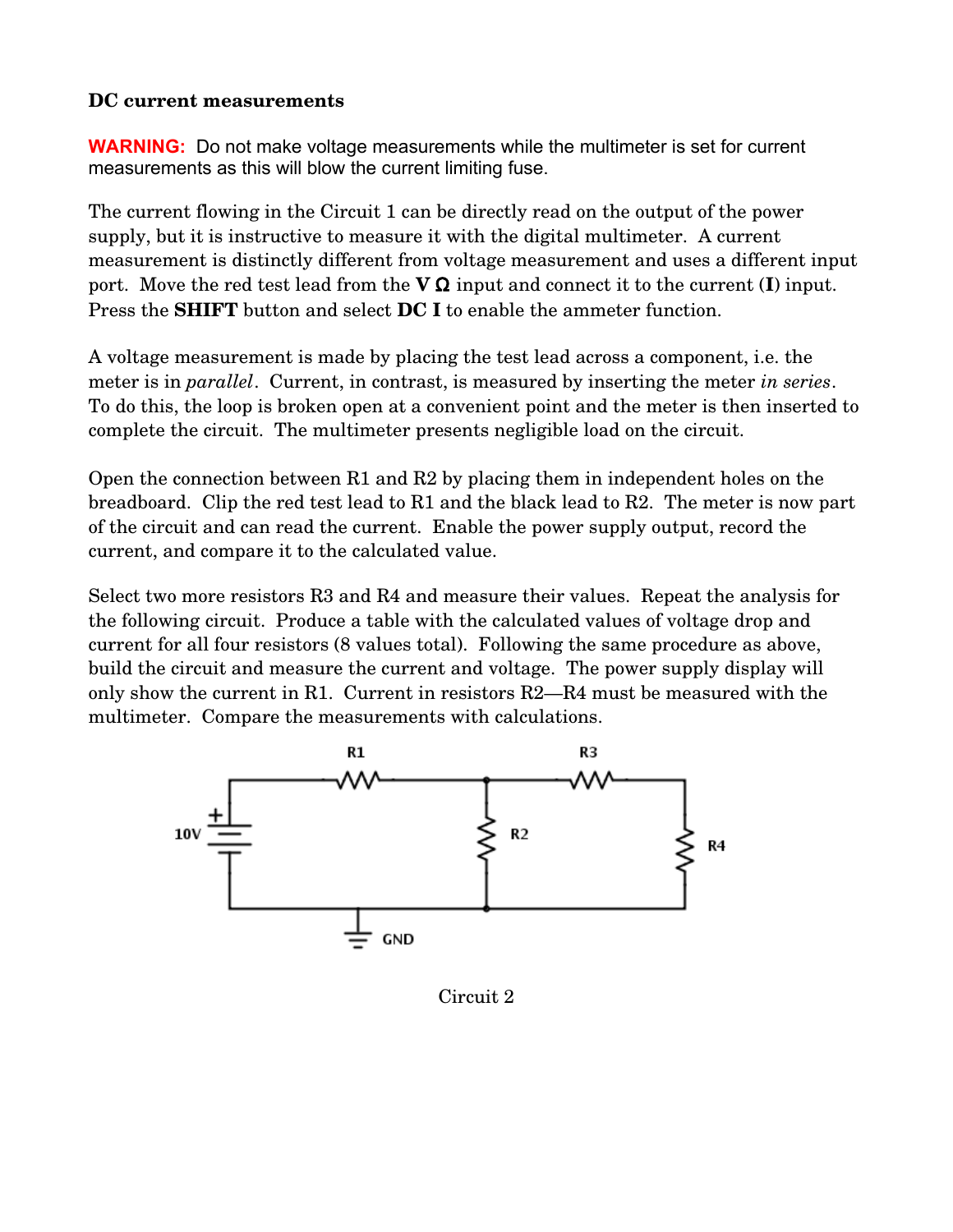**DC current measurements**

**WARNING:** Do not make voltage measurements while the multimeter is set for current measurements as this will blow the current limiting fuse.

The current flowing in the Circuit 1 can be directly read on the output of the power supply, but it is instructive to measure it with the digital multimeter. A current measurement is distinctly different from voltage measurement and uses a different input port. Move the red test lead from the **V Ω** input and connect it to the current (**I**) input. Press the **SHIFT** button and select **DC I** to enable the ammeter function.

A voltage measurement is made by placing the test lead across a component, i.e. the meter is in *parallel*. Current, in contrast, is measured by inserting the meter *in series*. To do this, the loop is broken open at a convenient point and the meter is then inserted to complete the circuit. The multimeter presents negligible load on the circuit.

Open the connection between R1 and R2 by placing them in independent holes on the breadboard. Clip the red test lead to R1 and the black lead to R2. The meter is now part of the circuit and can read the current. Enable the power supply output, record the current, and compare it to the calculated value.

Select two more resistors R3 and R4 and measure their values. Repeat the analysis for the following circuit. Produce a table with the calculated values of voltage drop and current for all four resistors (8 values total). Following the same procedure as above, build the circuit and measure the current and voltage. The power supply display will only show the current in R1. Current in resistors R2—R4 must be measured with the multimeter. Compare the measurements with calculations.

Circuit 2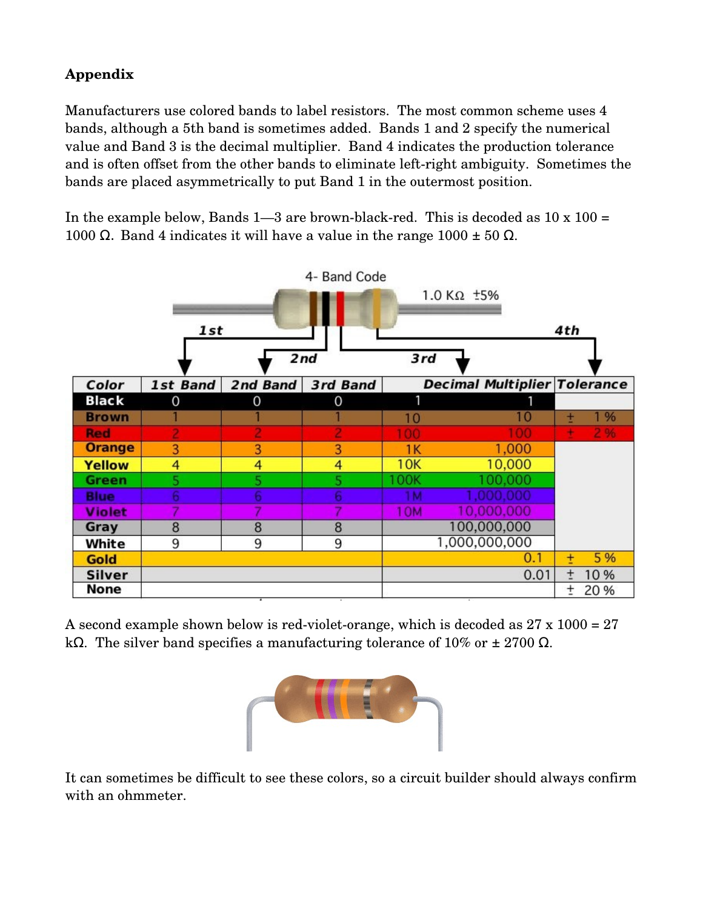**Appendix**

Manufacturers use colored bands to label resistors. The most common scheme uses 4 bands, although a 5th band is sometimes added. Bands 1 and 2 specify the numerical value and Band 3 is the decimal multiplier. Band 4 indicates the production tolerance and is often offset from the other bands to eliminate left-right ambiguity. Sometimes the bands are placed asymmetrically to put Band 1 in the outermost position.

In the example below, Bands 1—3 are brown-black-red. This is decoded as 10 x 100 = 1000 Ω. Band 4 indicates it will have a value in the range 1000 ± 50 Ω.

4- Band Code

1.0 KΩ ±5%

1st

2nd

3rd

4th

| Color | 1st Band | 2nd Band | 3rd Band | Decimal Multiplier | | Tolerance |
|---|---|---|---|---|---|---|
| Black | 0 | 0 | 0 | 1 | 1 | |
| Brown | 1 | 1 | 1 | 10 | 10 | ± 1% |
| Red | 2 | 2 | 2 | 100 | 100 | ± 2% |
| Orange | 3 | 3 | 3 | 1K | 1,000 | |
| Yellow | 4 | 4 | 4 | 10K | 10,000 | |
| Green | 5 | 5 | 5 | 100K | 100,000 | |
| Blue | 6 | 6 | 6 | 1M | 1,000,000 | |
| Violet | 7 | 7 | 7 | 10M | 10,000,000 | |
| Gray | 8 | 8 | 8 | | 100,000,000 | |
| White | 9 | 9 | 9 | | 1,000,000,000 | |
| Gold | | | | | 0.1 | ± 5% |
| Silver | | | | | 0.01 | ± 10% |
| None | | | | | | ± 20% |

A second example shown below is red-violet-orange, which is decoded as 27 x 1000 = 27 kΩ. The silver band specifies a manufacturing tolerance of 10% or ± 2700 Ω.

It can sometimes be difficult to see these colors, so a circuit builder should always confirm with an ohmmeter.